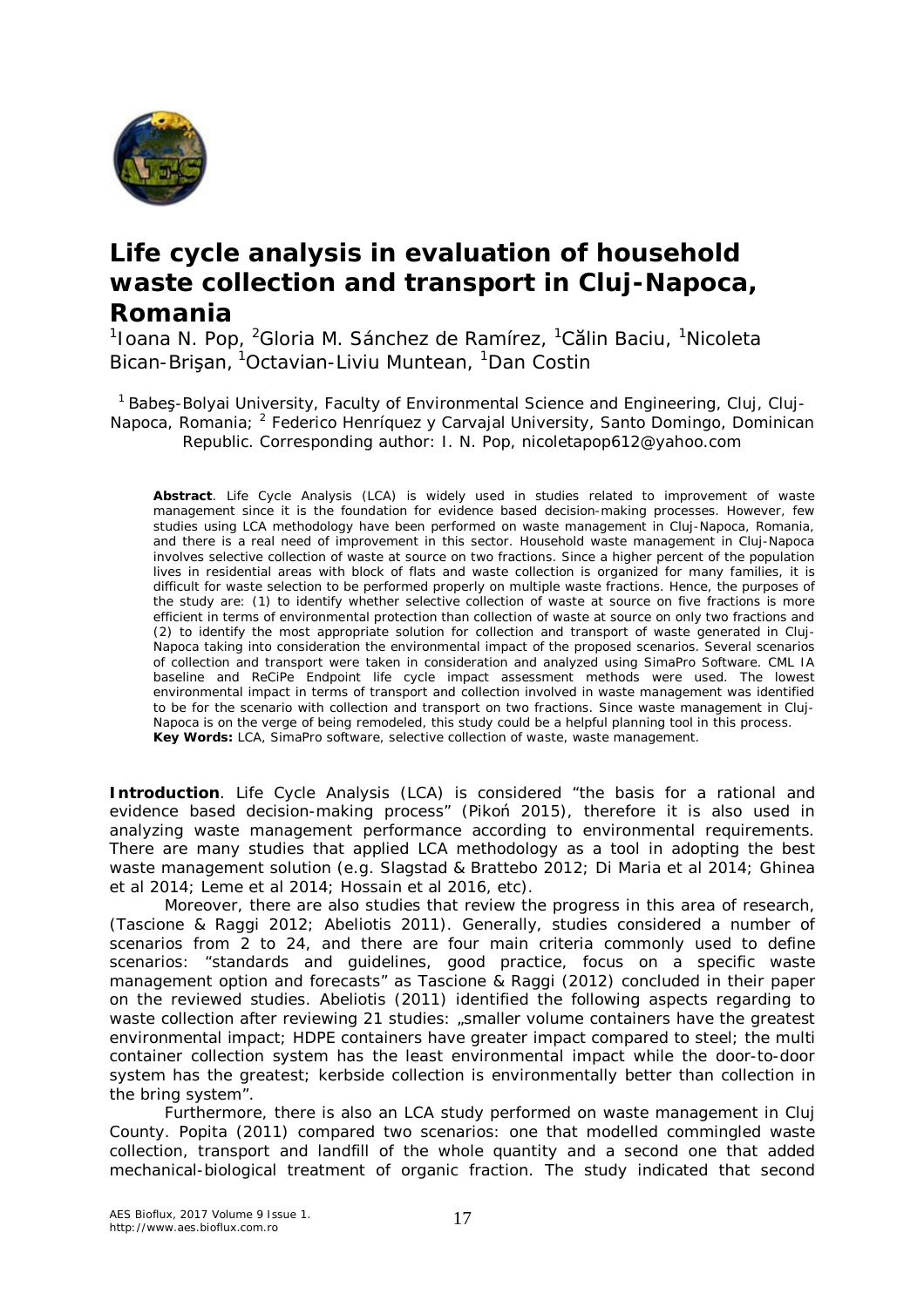# Life cycle analysis in evaluation of household waste collection and transport in Cluj-Napoca, Romania

[1]Ioana N. Pop, [2]Gloria M. Sánchez de Ramírez, [1]Călin Baciu, [1]Nicoleta Bican-Brişan, [1]Octavian-Liviu Muntean, [1]Dan Costin

[1] Babeş-Bolyai University, Faculty of Environmental Science and Engineering, Cluj, Cluj-Napoca, Romania; [2] Federico Henríquez y Carvajal University, Santo Domingo, Dominican Republic. Corresponding author: I. N. Pop, nicoletapop612@yahoo.com

**Abstract**. Life Cycle Analysis (LCA) is widely used in studies related to improvement of waste management since it is the foundation for evidence based decision-making processes. However, few studies using LCA methodology have been performed on waste management in Cluj-Napoca, Romania, and there is a real need of improvement in this sector. Household waste management in Cluj-Napoca involves selective collection of waste at source on two fractions. Since a higher percent of the population lives in residential areas with block of flats and waste collection is organized for many families, it is difficult for waste selection to be performed properly on multiple waste fractions. Hence, the purposes of the study are: (1) to identify whether selective collection of waste at source on five fractions is more efficient in terms of environmental protection than collection of waste at source on only two fractions and (2) to identify the most appropriate solution for collection and transport of waste generated in Cluj-Napoca taking into consideration the environmental impact of the proposed scenarios. Several scenarios of collection and transport were taken in consideration and analyzed using SimaPro Software. CML IA baseline and ReCiPe Endpoint life cycle impact assessment methods were used. The lowest environmental impact in terms of transport and collection involved in waste management was identified to be for the scenario with collection and transport on two fractions. Since waste management in Cluj-Napoca is on the verge of being remodeled, this study could be a helpful planning tool in this process.
**Key Words:** LCA, SimaPro software, selective collection of waste, waste management.

**Introduction**. Life Cycle Analysis (LCA) is considered "the basis for a rational and evidence based decision-making process" (Pikoń 2015), therefore it is also used in analyzing waste management performance according to environmental requirements. There are many studies that applied LCA methodology as a tool in adopting the best waste management solution (e.g. Slagstad & Brattebo 2012; Di Maria et al 2014; Ghinea et al 2014; Leme et al 2014; Hossain et al 2016, etc).

Moreover, there are also studies that review the progress in this area of research, (Tascione & Raggi 2012; Abeliotis 2011). Generally, studies considered a number of scenarios from 2 to 24, and there are four main criteria commonly used to define scenarios: "standards and guidelines, good practice, focus on a specific waste management option and forecasts" as Tascione & Raggi (2012) concluded in their paper on the reviewed studies. Abeliotis (2011) identified the following aspects regarding to waste collection after reviewing 21 studies: „smaller volume containers have the greatest environmental impact; HDPE containers have greater impact compared to steel; the multi container collection system has the least environmental impact while the door-to-door system has the greatest; kerbside collection is environmentally better than collection in the bring system".

Furthermore, there is also an LCA study performed on waste management in Cluj County. Popita (2011) compared two scenarios: one that modelled commingled waste collection, transport and landfill of the whole quantity and a second one that added mechanical-biological treatment of organic fraction. The study indicated that second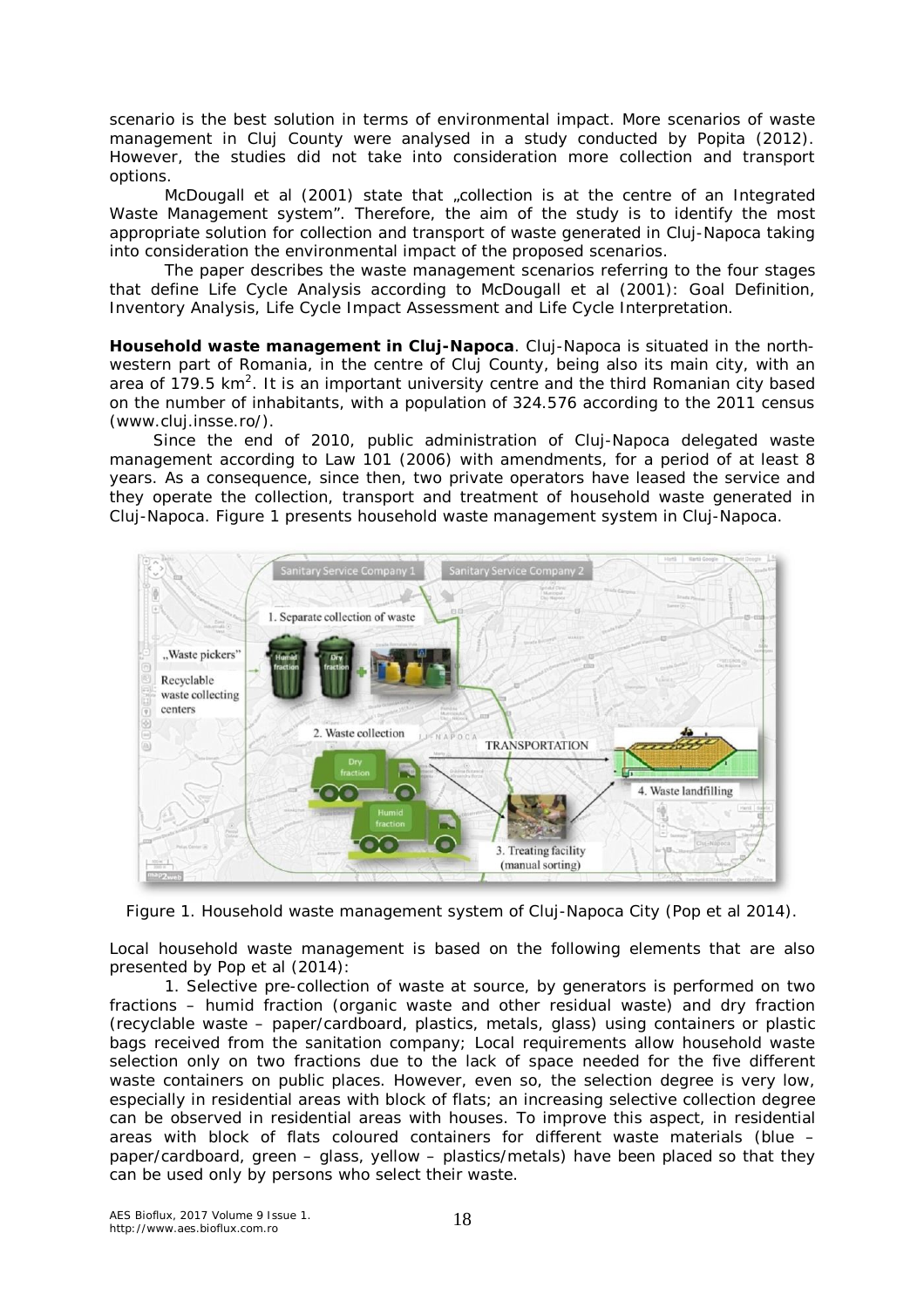scenario is the best solution in terms of environmental impact. More scenarios of waste management in Cluj County were analysed in a study conducted by Popita (2012). However, the studies did not take into consideration more collection and transport options.

McDougall et al (2001) state that „collection is at the centre of an Integrated Waste Management system". Therefore, the aim of the study is to identify the most appropriate solution for collection and transport of waste generated in Cluj-Napoca taking into consideration the environmental impact of the proposed scenarios.

The paper describes the waste management scenarios referring to the four stages that define Life Cycle Analysis according to McDougall et al (2001): Goal Definition, Inventory Analysis, Life Cycle Impact Assessment and Life Cycle Interpretation.

**Household waste management in Cluj-Napoca**. Cluj-Napoca is situated in the north-western part of Romania, in the centre of Cluj County, being also its main city, with an area of 179.5 km$^2$. It is an important university centre and the third Romanian city based on the number of inhabitants, with a population of 324.576 according to the 2011 census (www.cluj.insse.ro/).

Since the end of 2010, public administration of Cluj-Napoca delegated waste management according to Law 101 (2006) with amendments, for a period of at least 8 years. As a consequence, since then, two private operators have leased the service and they operate the collection, transport and treatment of household waste generated in Cluj-Napoca. Figure 1 presents household waste management system in Cluj-Napoca.

Figure 1. Household waste management system of Cluj-Napoca City (Pop et al 2014).

Local household waste management is based on the following elements that are also presented by Pop et al (2014):

1. Selective pre-collection of waste at source, by generators is performed on two fractions – humid fraction (organic waste and other residual waste) and dry fraction (recyclable waste – paper/cardboard, plastics, metals, glass) using containers or plastic bags received from the sanitation company; Local requirements allow household waste selection only on two fractions due to the lack of space needed for the five different waste containers on public places. However, even so, the selection degree is very low, especially in residential areas with block of flats; an increasing selective collection degree can be observed in residential areas with houses. To improve this aspect, in residential areas with block of flats coloured containers for different waste materials (blue – paper/cardboard, green – glass, yellow – plastics/metals) have been placed so that they can be used only by persons who select their waste.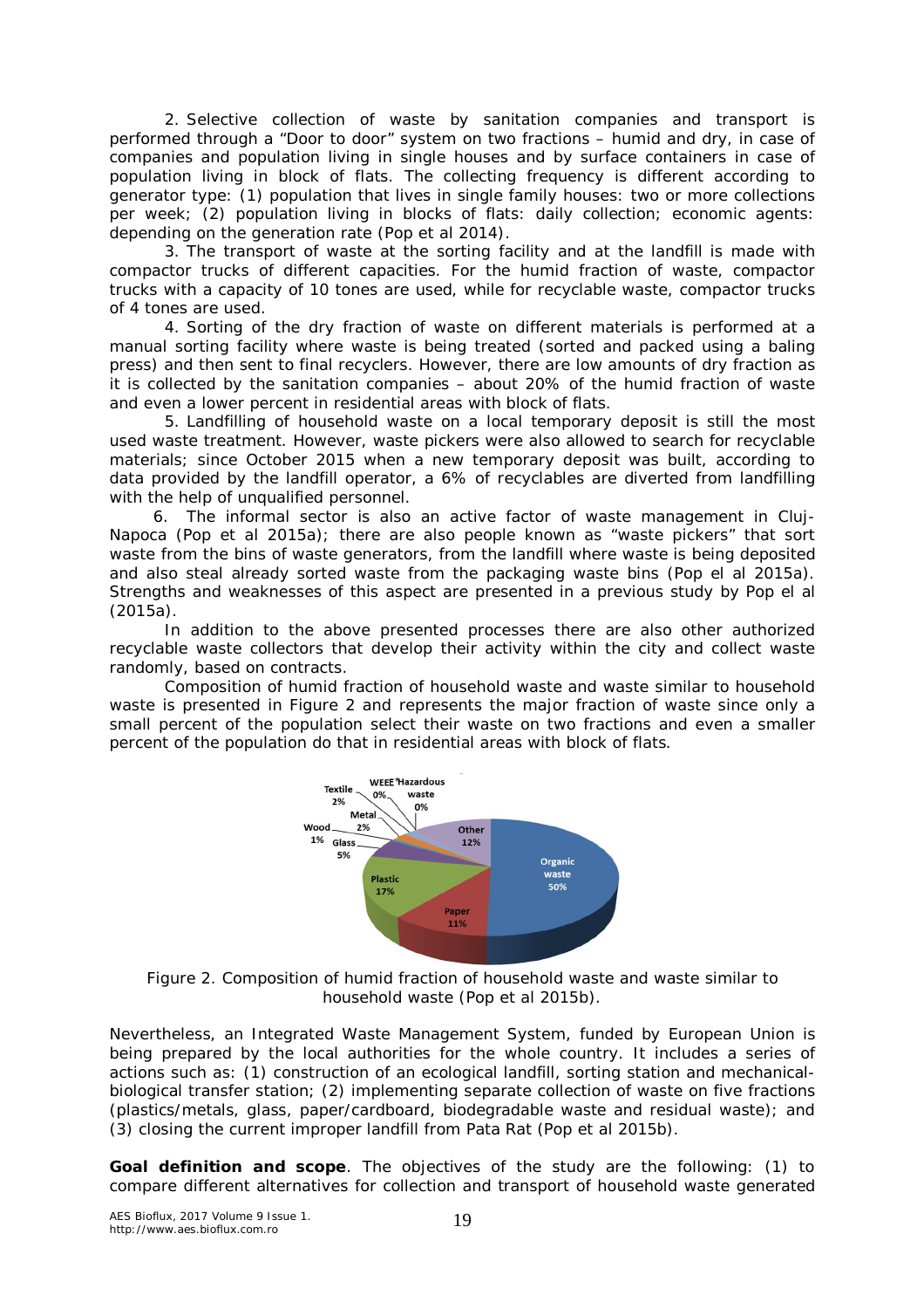2. Selective collection of waste by sanitation companies and transport is performed through a "Door to door" system on two fractions – humid and dry, in case of companies and population living in single houses and by surface containers in case of population living in block of flats. The collecting frequency is different according to generator type: (1) population that lives in single family houses: two or more collections per week; (2) population living in blocks of flats: daily collection; economic agents: depending on the generation rate (Pop et al 2014).

3. The transport of waste at the sorting facility and at the landfill is made with compactor trucks of different capacities. For the humid fraction of waste, compactor trucks with a capacity of 10 tones are used, while for recyclable waste, compactor trucks of 4 tones are used.

4. Sorting of the dry fraction of waste on different materials is performed at a manual sorting facility where waste is being treated (sorted and packed using a baling press) and then sent to final recyclers. However, there are low amounts of dry fraction as it is collected by the sanitation companies – about 20% of the humid fraction of waste and even a lower percent in residential areas with block of flats.

5. Landfilling of household waste on a local temporary deposit is still the most used waste treatment. However, waste pickers were also allowed to search for recyclable materials; since October 2015 when a new temporary deposit was built, according to data provided by the landfill operator, a 6% of recyclables are diverted from landfilling with the help of unqualified personnel.

6. The informal sector is also an active factor of waste management in Cluj-Napoca (Pop et al 2015a); there are also people known as "waste pickers" that sort waste from the bins of waste generators, from the landfill where waste is being deposited and also steal already sorted waste from the packaging waste bins (Pop el al 2015a). Strengths and weaknesses of this aspect are presented in a previous study by Pop el al (2015a).

In addition to the above presented processes there are also other authorized recyclable waste collectors that develop their activity within the city and collect waste randomly, based on contracts.

Composition of humid fraction of household waste and waste similar to household waste is presented in Figure 2 and represents the major fraction of waste since only a small percent of the population select their waste on two fractions and even a smaller percent of the population do that in residential areas with block of flats.

Figure 2. Composition of humid fraction of household waste and waste similar to household waste (Pop et al 2015b).

Nevertheless, an Integrated Waste Management System, funded by European Union is being prepared by the local authorities for the whole country. It includes a series of actions such as: (1) construction of an ecological landfill, sorting station and mechanical-biological transfer station; (2) implementing separate collection of waste on five fractions (plastics/metals, glass, paper/cardboard, biodegradable waste and residual waste); and (3) closing the current improper landfill from Pata Rat (Pop et al 2015b).

**Goal definition and scope**. The objectives of the study are the following: (1) to compare different alternatives for collection and transport of household waste generated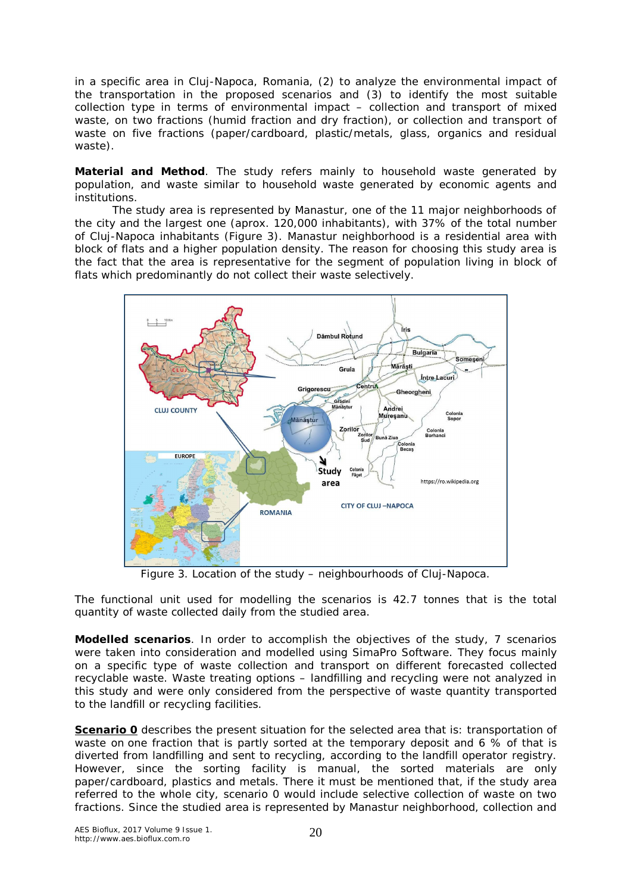in a specific area in Cluj-Napoca, Romania, (2) to analyze the environmental impact of the transportation in the proposed scenarios and (3) to identify the most suitable collection type in terms of environmental impact – collection and transport of mixed waste, on two fractions (humid fraction and dry fraction), or collection and transport of waste on five fractions (paper/cardboard, plastic/metals, glass, organics and residual waste).

**Material and Method**. The study refers mainly to household waste generated by population, and waste similar to household waste generated by economic agents and institutions.

The study area is represented by Manastur, one of the 11 major neighborhoods of the city and the largest one (aprox. 120,000 inhabitants), with 37% of the total number of Cluj-Napoca inhabitants (Figure 3). Manastur neighborhood is a residential area with block of flats and a higher population density. The reason for choosing this study area is the fact that the area is representative for the segment of population living in block of flats which predominantly do not collect their waste selectively.

Figure 3. Location of the study – neighbourhoods of Cluj-Napoca.

The functional unit used for modelling the scenarios is 42.7 tonnes that is the total quantity of waste collected daily from the studied area.

**Modelled scenarios**. In order to accomplish the objectives of the study, 7 scenarios were taken into consideration and modelled using SimaPro Software. They focus mainly on a specific type of waste collection and transport on different forecasted collected recyclable waste. Waste treating options – landfilling and recycling were not analyzed in this study and were only considered from the perspective of waste quantity transported to the landfill or recycling facilities.

**Scenario 0** describes the present situation for the selected area that is: transportation of waste on one fraction that is partly sorted at the temporary deposit and 6 % of that is diverted from landfilling and sent to recycling, according to the landfill operator registry. However, since the sorting facility is manual, the sorted materials are only paper/cardboard, plastics and metals. There it must be mentioned that, if the study area referred to the whole city, scenario 0 would include selective collection of waste on two fractions. Since the studied area is represented by Manastur neighborhood, collection and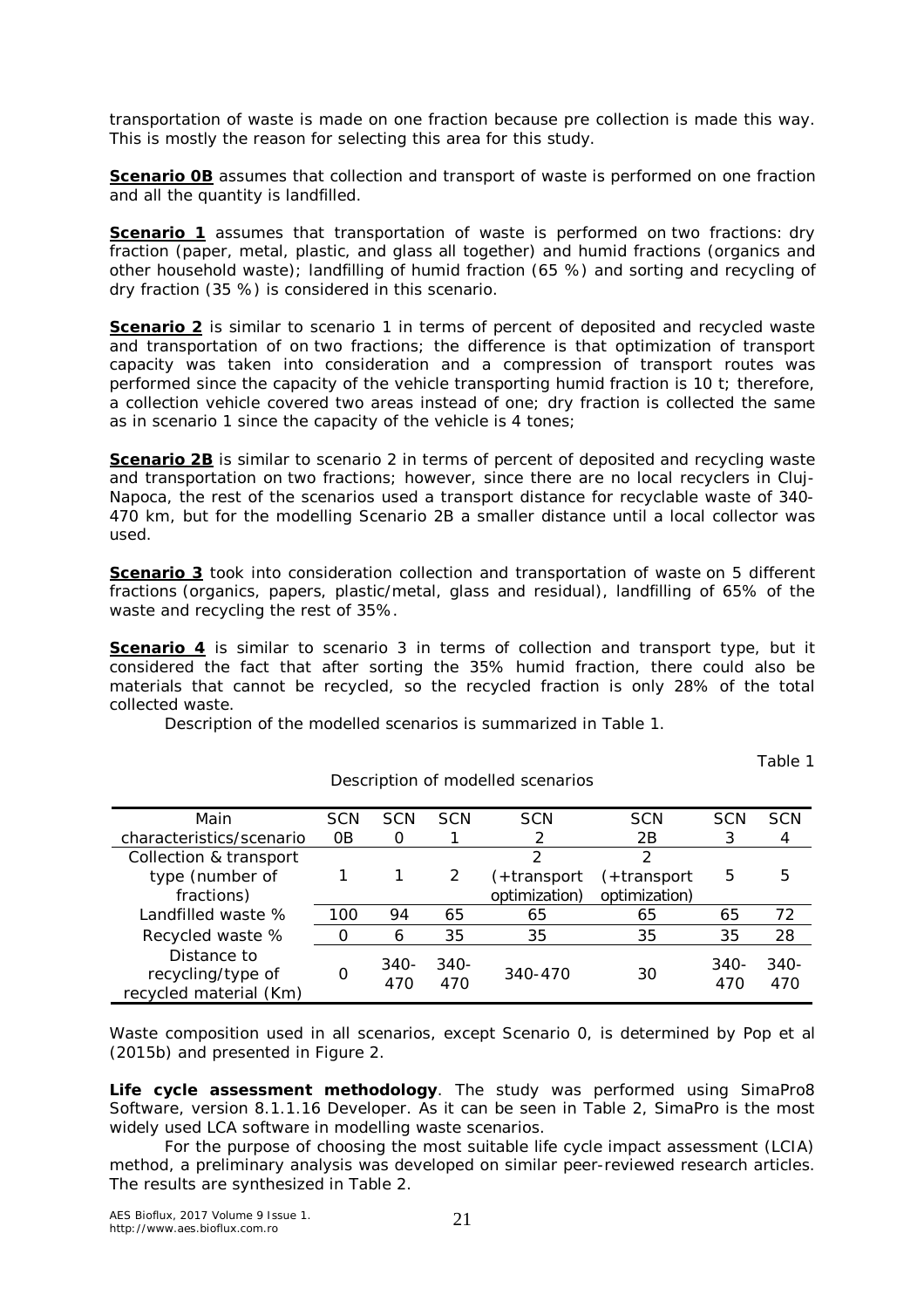transportation of waste is made on one fraction because pre collection is made this way. This is mostly the reason for selecting this area for this study.

**Scenario 0B** assumes that collection and transport of waste is performed on one fraction and all the quantity is landfilled.

**Scenario 1** assumes that transportation of waste is performed on two fractions: dry fraction (paper, metal, plastic, and glass all together) and humid fractions (organics and other household waste); landfilling of humid fraction (65 %) and sorting and recycling of dry fraction (35 %) is considered in this scenario.

**Scenario 2** is similar to scenario 1 in terms of percent of deposited and recycled waste and transportation of on two fractions; the difference is that optimization of transport capacity was taken into consideration and a compression of transport routes was performed since the capacity of the vehicle transporting humid fraction is 10 t; therefore, a collection vehicle covered two areas instead of one; dry fraction is collected the same as in scenario 1 since the capacity of the vehicle is 4 tones;

**Scenario 2B** is similar to scenario 2 in terms of percent of deposited and recycling waste and transportation on two fractions; however, since there are no local recyclers in Cluj-Napoca, the rest of the scenarios used a transport distance for recyclable waste of 340-470 km, but for the modelling Scenario 2B a smaller distance until a local collector was used.

**Scenario 3** took into consideration collection and transportation of waste on 5 different fractions (organics, papers, plastic/metal, glass and residual), landfilling of 65% of the waste and recycling the rest of 35%.

**Scenario 4** is similar to scenario 3 in terms of collection and transport type, but it considered the fact that after sorting the 35% humid fraction, there could also be materials that cannot be recycled, so the recycled fraction is only 28% of the total collected waste.

Description of the modelled scenarios is summarized in Table 1.

Table 1

Description of modelled scenarios

| Main characteristics/scenario | SCN 0B | SCN 0 | SCN 1 | SCN 2 | SCN 2B | SCN 3 | SCN 4 |
|---|---|---|---|---|---|---|---|
| Collection & transport type (number of fractions) | 1 | 1 | 2 | 2 (+transport optimization) | 2 (+transport optimization) | 5 | 5 |
| Landfilled waste % | 100 | 94 | 65 | 65 | 65 | 65 | 72 |
| Recycled waste % | 0 | 6 | 35 | 35 | 35 | 35 | 28 |
| Distance to recycling/type of recycled material (Km) | 0 | 340-470 | 340-470 | 340-470 | 30 | 340-470 | 340-470 |

Waste composition used in all scenarios, except Scenario 0, is determined by Pop et al (2015b) and presented in Figure 2.

**Life cycle assessment methodology**. The study was performed using SimaPro8 Software, version 8.1.1.16 Developer. As it can be seen in Table 2, SimaPro is the most widely used LCA software in modelling waste scenarios.

For the purpose of choosing the most suitable life cycle impact assessment (LCIA) method, a preliminary analysis was developed on similar peer-reviewed research articles. The results are synthesized in Table 2.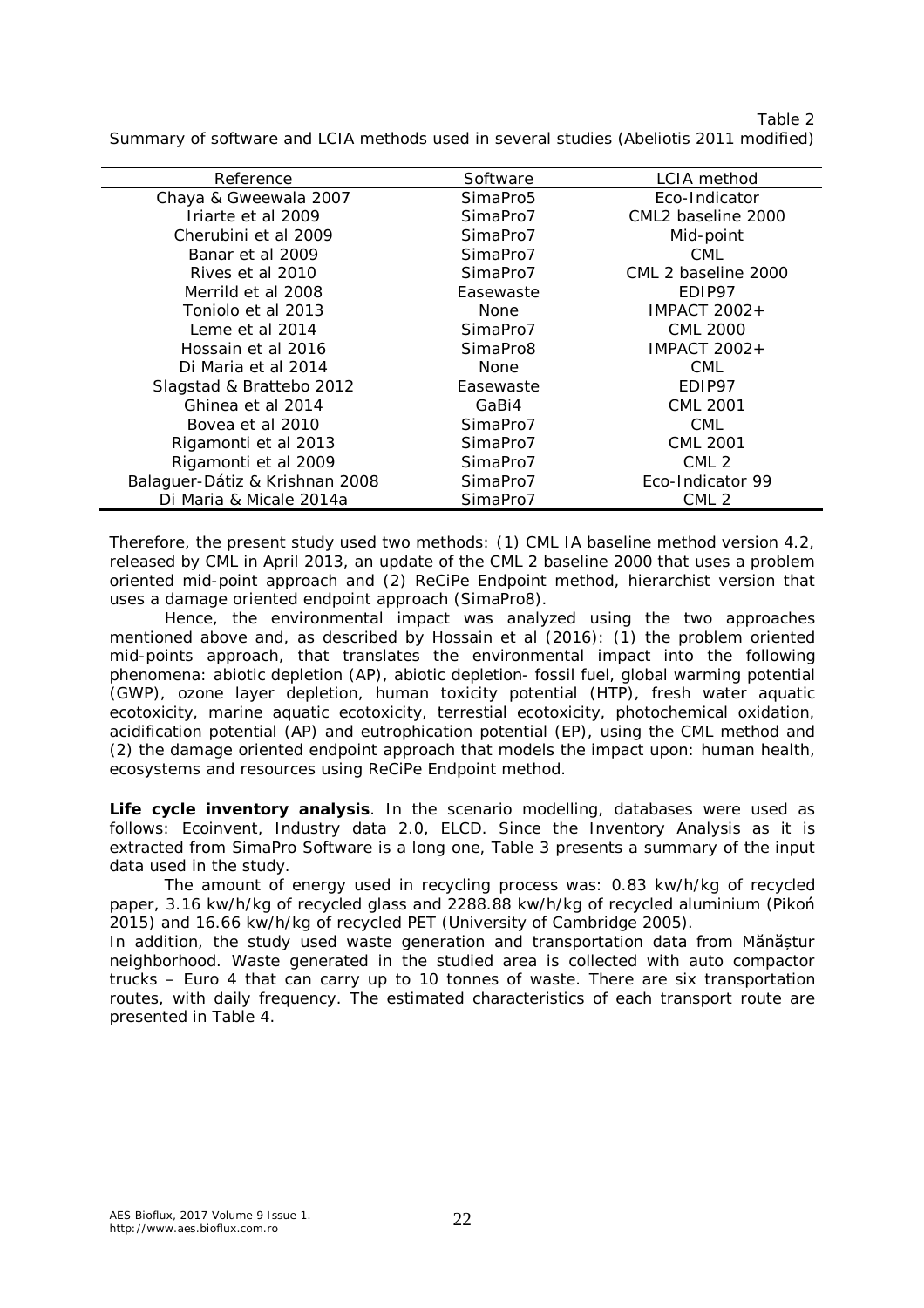Table 2

Summary of software and LCIA methods used in several studies (Abeliotis 2011 modified)

| Reference | Software | LCIA method |
|---|---|---|
| Chaya & Gweewala 2007 | SimaPro5 | Eco-Indicator |
| Iriarte et al 2009 | SimaPro7 | CML2 baseline 2000 |
| Cherubini et al 2009 | SimaPro7 | Mid-point |
| Banar et al 2009 | SimaPro7 | CML |
| Rives et al 2010 | SimaPro7 | CML 2 baseline 2000 |
| Merrild et al 2008 | Easewaste | EDIP97 |
| Toniolo et al 2013 | None | IMPACT 2002+ |
| Leme et al 2014 | SimaPro7 | CML 2000 |
| Hossain et al 2016 | SimaPro8 | IMPACT 2002+ |
| Di Maria et al 2014 | None | CML |
| Slagstad & Brattebo 2012 | Easewaste | EDIP97 |
| Ghinea et al 2014 | GaBi4 | CML 2001 |
| Bovea et al 2010 | SimaPro7 | CML |
| Rigamonti et al 2013 | SimaPro7 | CML 2001 |
| Rigamonti et al 2009 | SimaPro7 | CML 2 |
| Balaguer-Dátiz & Krishnan 2008 | SimaPro7 | Eco-Indicator 99 |
| Di Maria & Micale 2014a | SimaPro7 | CML 2 |

Therefore, the present study used two methods: (1) CML IA baseline method version 4.2, released by CML in April 2013, an update of the CML 2 baseline 2000 that uses a problem oriented mid-point approach and (2) ReCiPe Endpoint method, hierarchist version that uses a damage oriented endpoint approach (SimaPro8).

Hence, the environmental impact was analyzed using the two approaches mentioned above and, as described by Hossain et al (2016): (1) the problem oriented mid-points approach, that translates the environmental impact into the following phenomena: abiotic depletion (AP), abiotic depletion- fossil fuel, global warming potential (GWP), ozone layer depletion, human toxicity potential (HTP), fresh water aquatic ecotoxicity, marine aquatic ecotoxicity, terrestial ecotoxicity, photochemical oxidation, acidification potential (AP) and eutrophication potential (EP), using the CML method and (2) the damage oriented endpoint approach that models the impact upon: human health, ecosystems and resources using ReCiPe Endpoint method.

**Life cycle inventory analysis**. In the scenario modelling, databases were used as follows: Ecoinvent, Industry data 2.0, ELCD. Since the Inventory Analysis as it is extracted from SimaPro Software is a long one, Table 3 presents a summary of the input data used in the study.

The amount of energy used in recycling process was: 0.83 kw/h/kg of recycled paper, 3.16 kw/h/kg of recycled glass and 2288.88 kw/h/kg of recycled aluminium (Pikoń 2015) and 16.66 kw/h/kg of recycled PET (University of Cambridge 2005).

In addition, the study used waste generation and transportation data from Mănăștur neighborhood. Waste generated in the studied area is collected with auto compactor trucks – Euro 4 that can carry up to 10 tonnes of waste. There are six transportation routes, with daily frequency. The estimated characteristics of each transport route are presented in Table 4.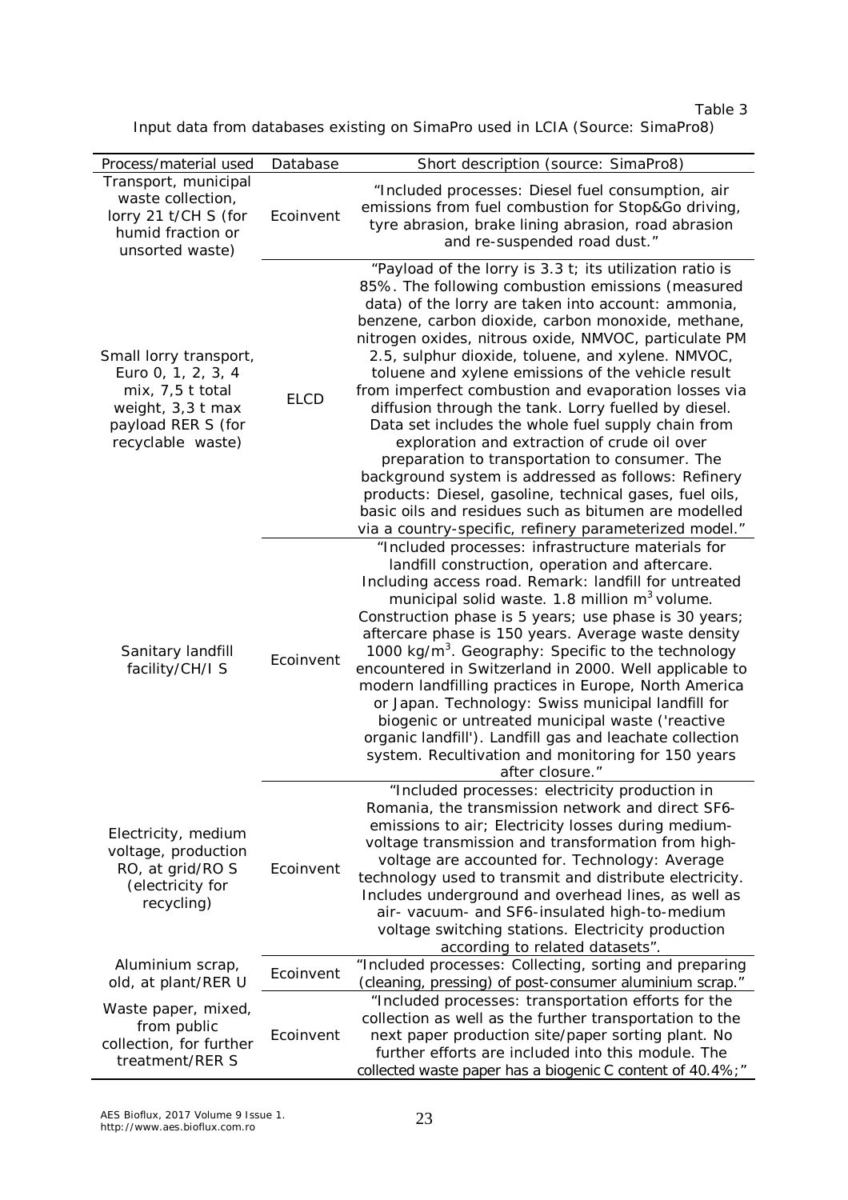Table 3

Input data from databases existing on SimaPro used in LCIA (Source: SimaPro8)

| Process/material used | Database | Short description (source: SimaPro8) |
|---|---|---|
| Transport, municipal waste collection, lorry 21 t/CH S (for humid fraction or unsorted waste) | Ecoinvent | "Included processes: Diesel fuel consumption, air emissions from fuel combustion for Stop&Go driving, tyre abrasion, brake lining abrasion, road abrasion and re-suspended road dust." |
| Small lorry transport, Euro 0, 1, 2, 3, 4 mix, 7,5 t total weight, 3,3 t max payload RER S (for recyclable waste) | ELCD | "Payload of the lorry is 3.3 t; its utilization ratio is 85%. The following combustion emissions (measured data) of the lorry are taken into account: ammonia, benzene, carbon dioxide, carbon monoxide, methane, nitrogen oxides, nitrous oxide, NMVOC, particulate PM 2.5, sulphur dioxide, toluene, and xylene. NMVOC, toluene and xylene emissions of the vehicle result from imperfect combustion and evaporation losses via diffusion through the tank. Lorry fuelled by diesel. Data set includes the whole fuel supply chain from exploration and extraction of crude oil over preparation to transportation to consumer. The background system is addressed as follows: Refinery products: Diesel, gasoline, technical gases, fuel oils, basic oils and residues such as bitumen are modelled via a country-specific, refinery parameterized model." |
| Sanitary landfill facility/CH/I S | Ecoinvent | "Included processes: infrastructure materials for landfill construction, operation and aftercare. Including access road. Remark: landfill for untreated municipal solid waste. 1.8 million $m^3$ volume. Construction phase is 5 years; use phase is 30 years; aftercare phase is 150 years. Average waste density 1000 $kg/m^3$. Geography: Specific to the technology encountered in Switzerland in 2000. Well applicable to modern landfilling practices in Europe, North America or Japan. Technology: Swiss municipal landfill for biogenic or untreated municipal waste ('reactive organic landfill'). Landfill gas and leachate collection system. Recultivation and monitoring for 150 years after closure." |
| Electricity, medium voltage, production RO, at grid/RO S (electricity for recycling) | Ecoinvent | "Included processes: electricity production in Romania, the transmission network and direct SF6-emissions to air; Electricity losses during medium-voltage transmission and transformation from high-voltage are accounted for. Technology: Average technology used to transmit and distribute electricity. Includes underground and overhead lines, as well as air- vacuum- and SF6-insulated high-to-medium voltage switching stations. Electricity production according to related datasets". |
| Aluminium scrap, old, at plant/RER U | Ecoinvent | "Included processes: Collecting, sorting and preparing (cleaning, pressing) of post-consumer aluminium scrap." |
| Waste paper, mixed, from public collection, for further treatment/RER S | Ecoinvent | "Included processes: transportation efforts for the collection as well as the further transportation to the next paper production site/paper sorting plant. No further efforts are included into this module. The collected waste paper has a biogenic C content of 40.4%;" |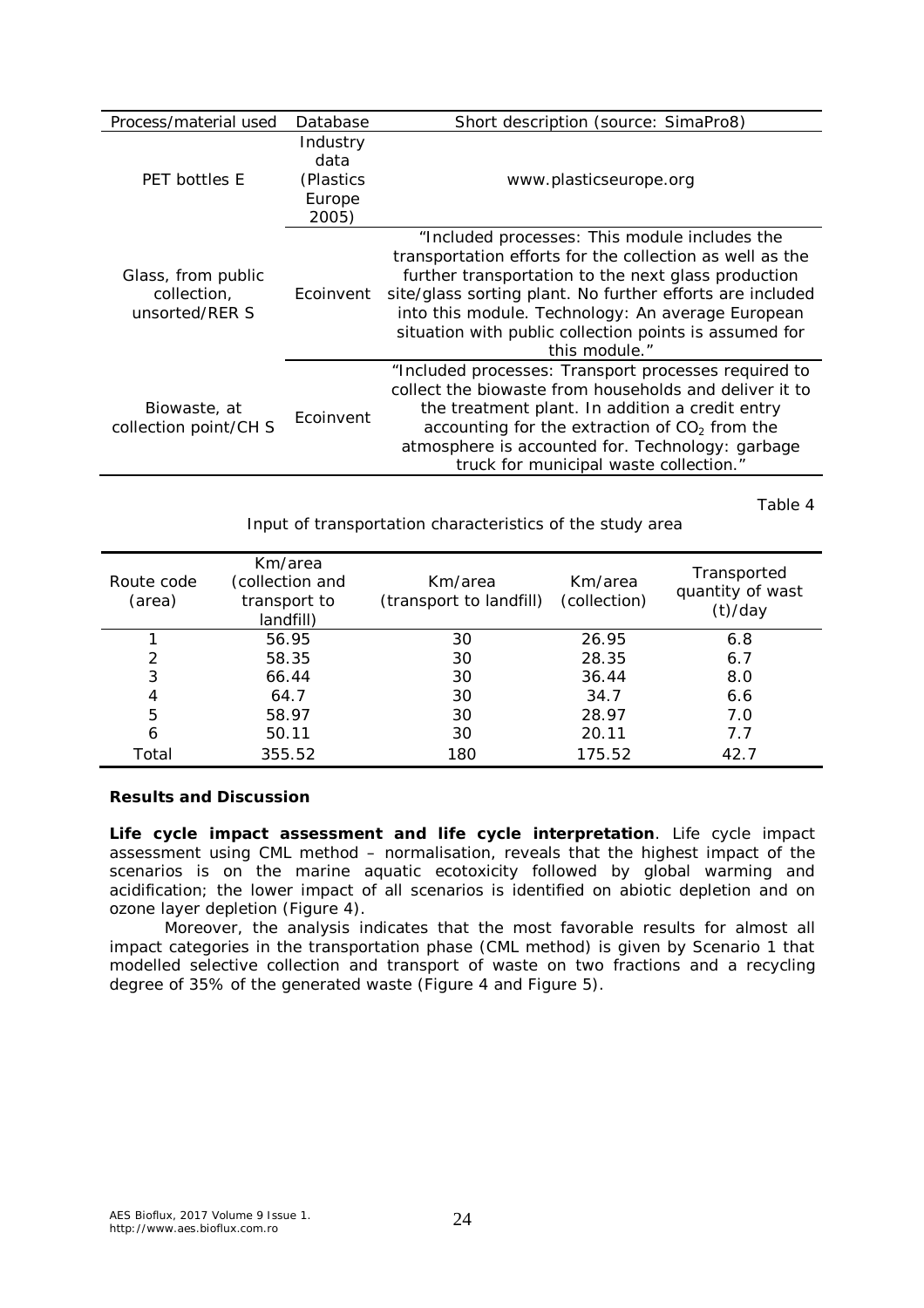| Process/material used | Database | Short description (source: SimaPro8) |
|---|---|---|
| PET bottles E | Industry data (Plastics Europe 2005) | www.plasticseurope.org |
| Glass, from public collection, unsorted/RER S | Ecoinvent | "Included processes: This module includes the transportation efforts for the collection as well as the further transportation to the next glass production site/glass sorting plant. No further efforts are included into this module. Technology: An average European situation with public collection points is assumed for this module." |
| Biowaste, at collection point/CH S | Ecoinvent | "Included processes: Transport processes required to collect the biowaste from households and deliver it to the treatment plant. In addition a credit entry accounting for the extraction of $CO_2$ from the atmosphere is accounted for. Technology: garbage truck for municipal waste collection." |

Table 4

Input of transportation characteristics of the study area

| Route code (area) | Km/area (collection and transport to landfill) | Km/area (transport to landfill) | Km/area (collection) | Transported quantity of wast (t)/day |
|---|---|---|---|---|
| 1 | 56.95 | 30 | 26.95 | 6.8 |
| 2 | 58.35 | 30 | 28.35 | 6.7 |
| 3 | 66.44 | 30 | 36.44 | 8.0 |
| 4 | 64.7 | 30 | 34.7 | 6.6 |
| 5 | 58.97 | 30 | 28.97 | 7.0 |
| 6 | 50.11 | 30 | 20.11 | 7.7 |
| Total | 355.52 | 180 | 175.52 | 42.7 |

## Results and Discussion

**Life cycle impact assessment and life cycle interpretation**. Life cycle impact assessment using CML method – normalisation, reveals that the highest impact of the scenarios is on the marine aquatic ecotoxicity followed by global warming and acidification; the lower impact of all scenarios is identified on abiotic depletion and on ozone layer depletion (Figure 4).

Moreover, the analysis indicates that the most favorable results for almost all impact categories in the transportation phase (CML method) is given by Scenario 1 that modelled selective collection and transport of waste on two fractions and a recycling degree of 35% of the generated waste (Figure 4 and Figure 5).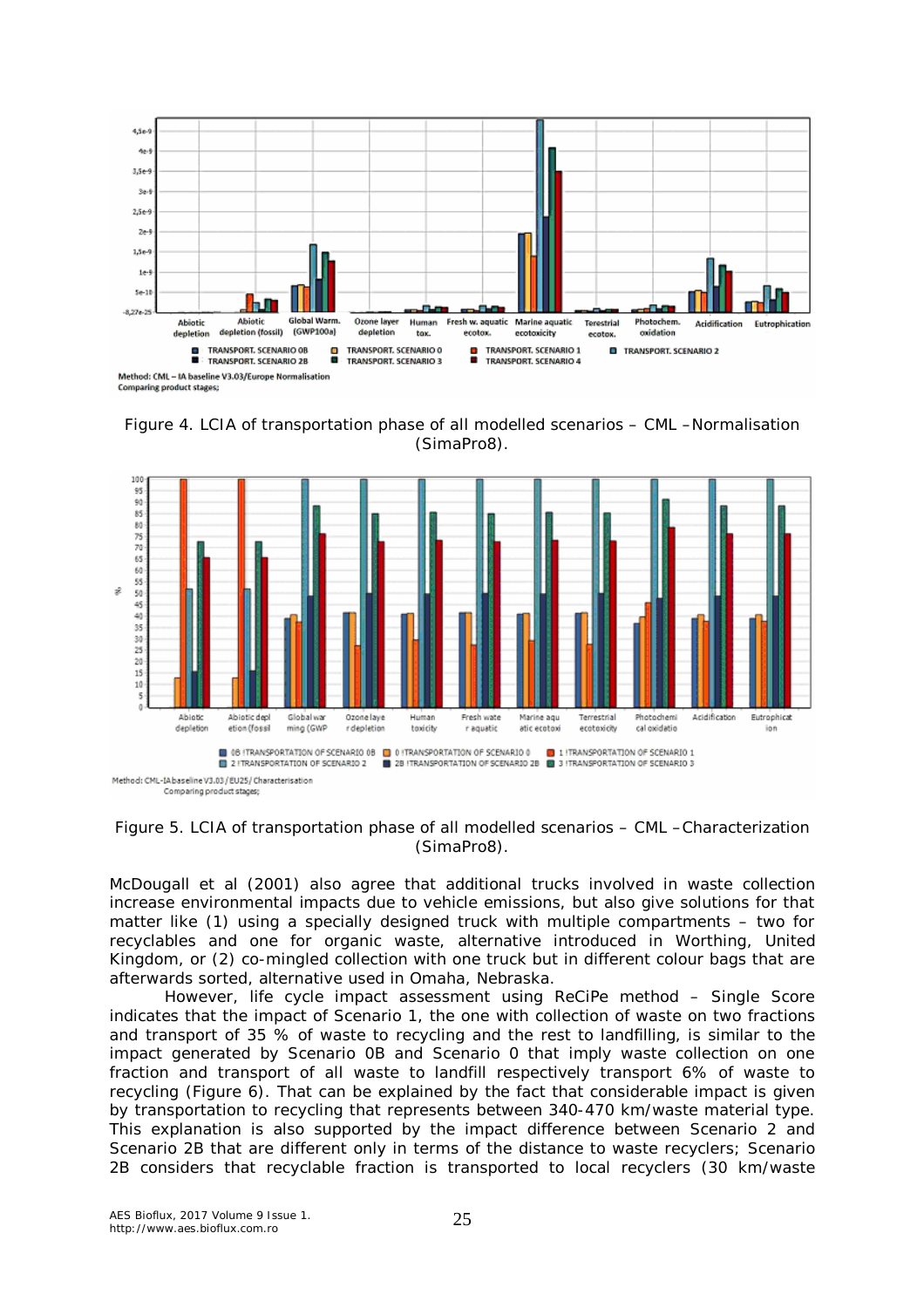Figure 4. LCIA of transportation phase of all modelled scenarios – CML –Normalisation (SimaPro8).

Figure 5. LCIA of transportation phase of all modelled scenarios – CML –Characterization (SimaPro8).

McDougall et al (2001) also agree that additional trucks involved in waste collection increase environmental impacts due to vehicle emissions, but also give solutions for that matter like (1) using a specially designed truck with multiple compartments – two for recyclables and one for organic waste, alternative introduced in Worthing, United Kingdom, or (2) co-mingled collection with one truck but in different colour bags that are afterwards sorted, alternative used in Omaha, Nebraska.

However, life cycle impact assessment using ReCiPe method – Single Score indicates that the impact of Scenario 1, the one with collection of waste on two fractions and transport of 35 % of waste to recycling and the rest to landfilling, is similar to the impact generated by Scenario 0B and Scenario 0 that imply waste collection on one fraction and transport of all waste to landfill respectively transport 6% of waste to recycling (Figure 6). That can be explained by the fact that considerable impact is given by transportation to recycling that represents between 340-470 km/waste material type. This explanation is also supported by the impact difference between Scenario 2 and Scenario 2B that are different only in terms of the distance to waste recyclers; Scenario 2B considers that recyclable fraction is transported to local recyclers (30 km/waste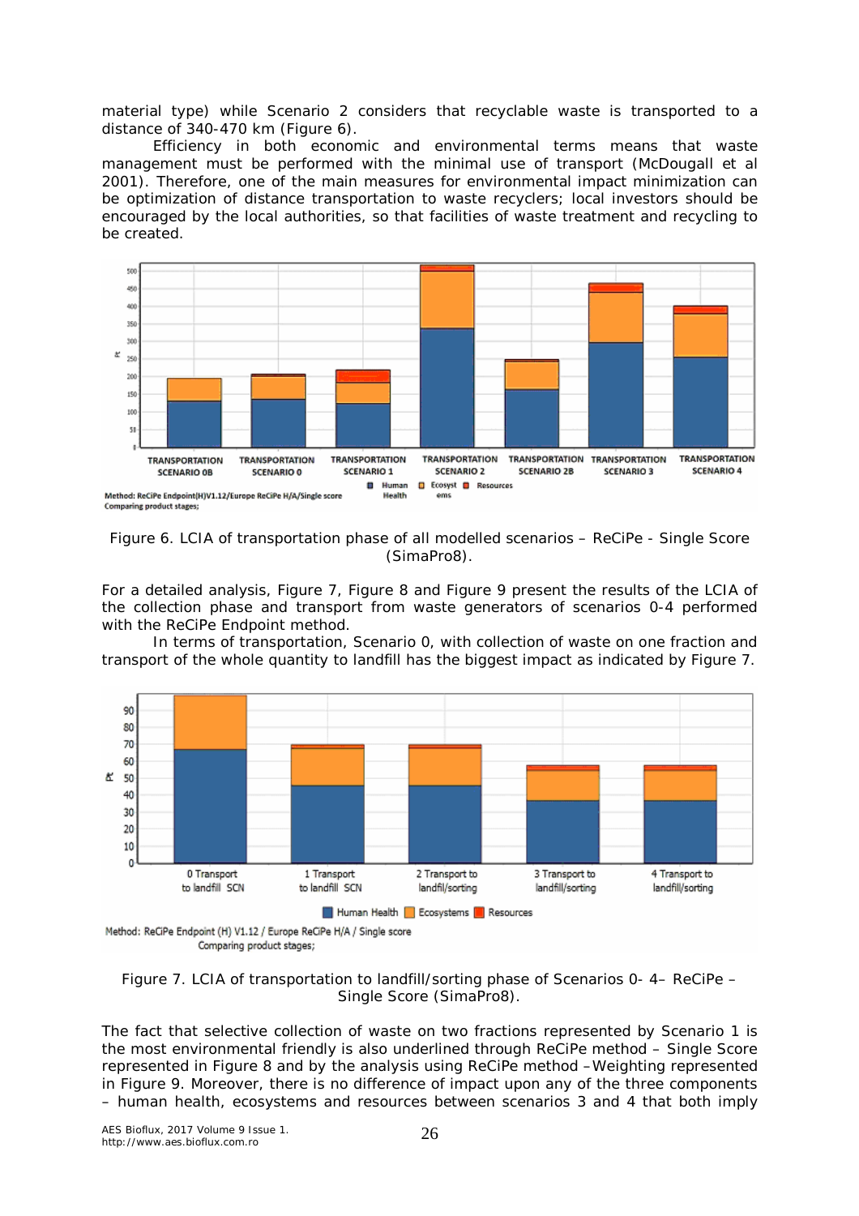material type) while Scenario 2 considers that recyclable waste is transported to a distance of 340-470 km (Figure 6).

Efficiency in both economic and environmental terms means that waste management must be performed with the minimal use of transport (McDougall et al 2001). Therefore, one of the main measures for environmental impact minimization can be optimization of distance transportation to waste recyclers; local investors should be encouraged by the local authorities, so that facilities of waste treatment and recycling to be created.

Figure 6. LCIA of transportation phase of all modelled scenarios – ReCiPe - Single Score (SimaPro8).

For a detailed analysis, Figure 7, Figure 8 and Figure 9 present the results of the LCIA of the collection phase and transport from waste generators of scenarios 0-4 performed with the ReCiPe Endpoint method.

In terms of transportation, Scenario 0, with collection of waste on one fraction and transport of the whole quantity to landfill has the biggest impact as indicated by Figure 7.

Figure 7. LCIA of transportation to landfill/sorting phase of Scenarios 0- 4– ReCiPe – Single Score (SimaPro8).

The fact that selective collection of waste on two fractions represented by Scenario 1 is the most environmental friendly is also underlined through ReCiPe method – Single Score represented in Figure 8 and by the analysis using ReCiPe method –Weighting represented in Figure 9. Moreover, there is no difference of impact upon any of the three components – human health, ecosystems and resources between scenarios 3 and 4 that both imply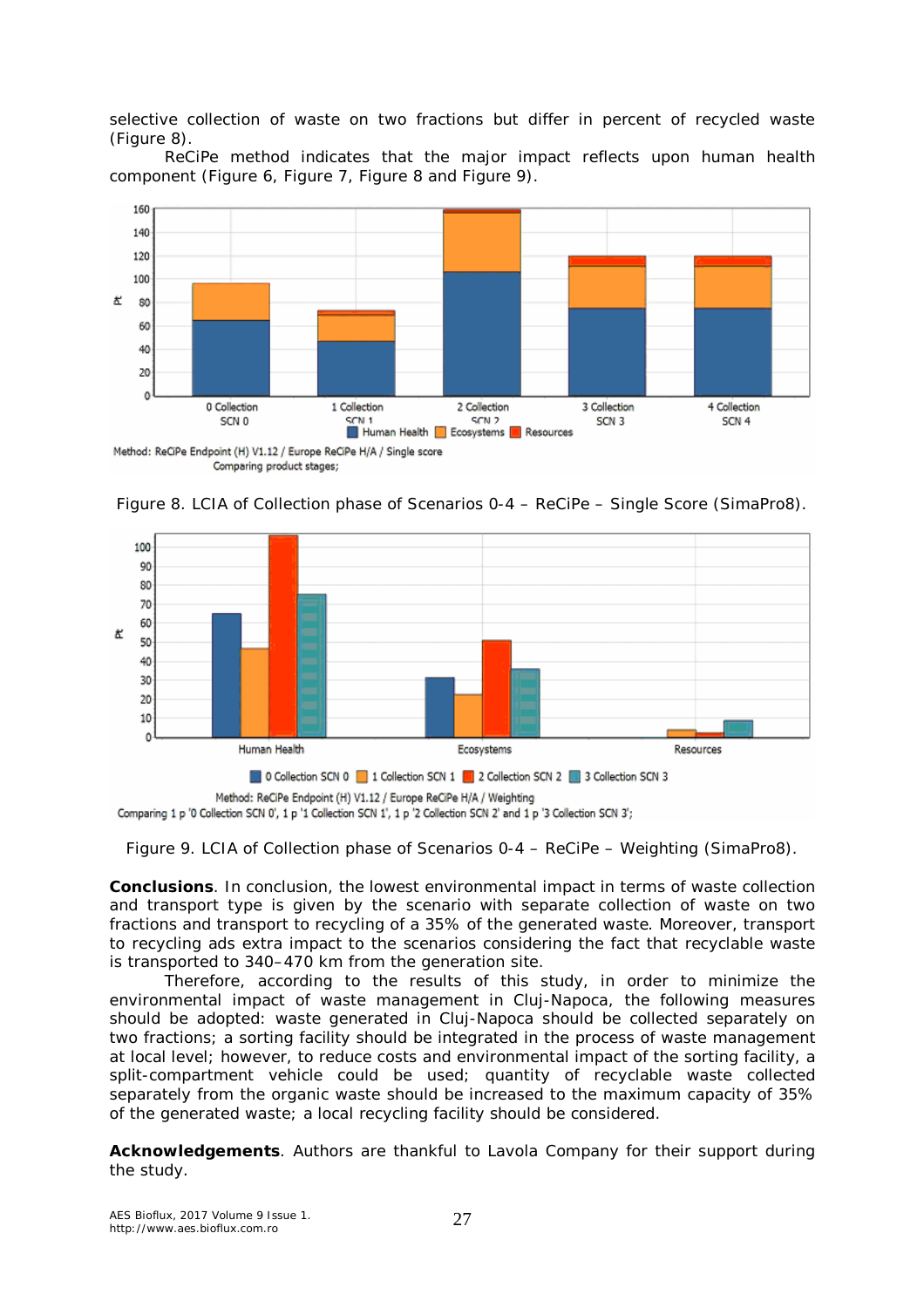selective collection of waste on two fractions but differ in percent of recycled waste (Figure 8).

ReCiPe method indicates that the major impact reflects upon human health component (Figure 6, Figure 7, Figure 8 and Figure 9).

Figure 8. LCIA of Collection phase of Scenarios 0-4 – ReCiPe – Single Score (SimaPro8).

Figure 9. LCIA of Collection phase of Scenarios 0-4 – ReCiPe – Weighting (SimaPro8).

**Conclusions**. In conclusion, the lowest environmental impact in terms of waste collection and transport type is given by the scenario with separate collection of waste on two fractions and transport to recycling of a 35% of the generated waste. Moreover, transport to recycling ads extra impact to the scenarios considering the fact that recyclable waste is transported to 340–470 km from the generation site.

Therefore, according to the results of this study, in order to minimize the environmental impact of waste management in Cluj-Napoca, the following measures should be adopted: waste generated in Cluj-Napoca should be collected separately on two fractions; a sorting facility should be integrated in the process of waste management at local level; however, to reduce costs and environmental impact of the sorting facility, a split-compartment vehicle could be used; quantity of recyclable waste collected separately from the organic waste should be increased to the maximum capacity of 35% of the generated waste; a local recycling facility should be considered.

**Acknowledgements**. Authors are thankful to Lavola Company for their support during the study.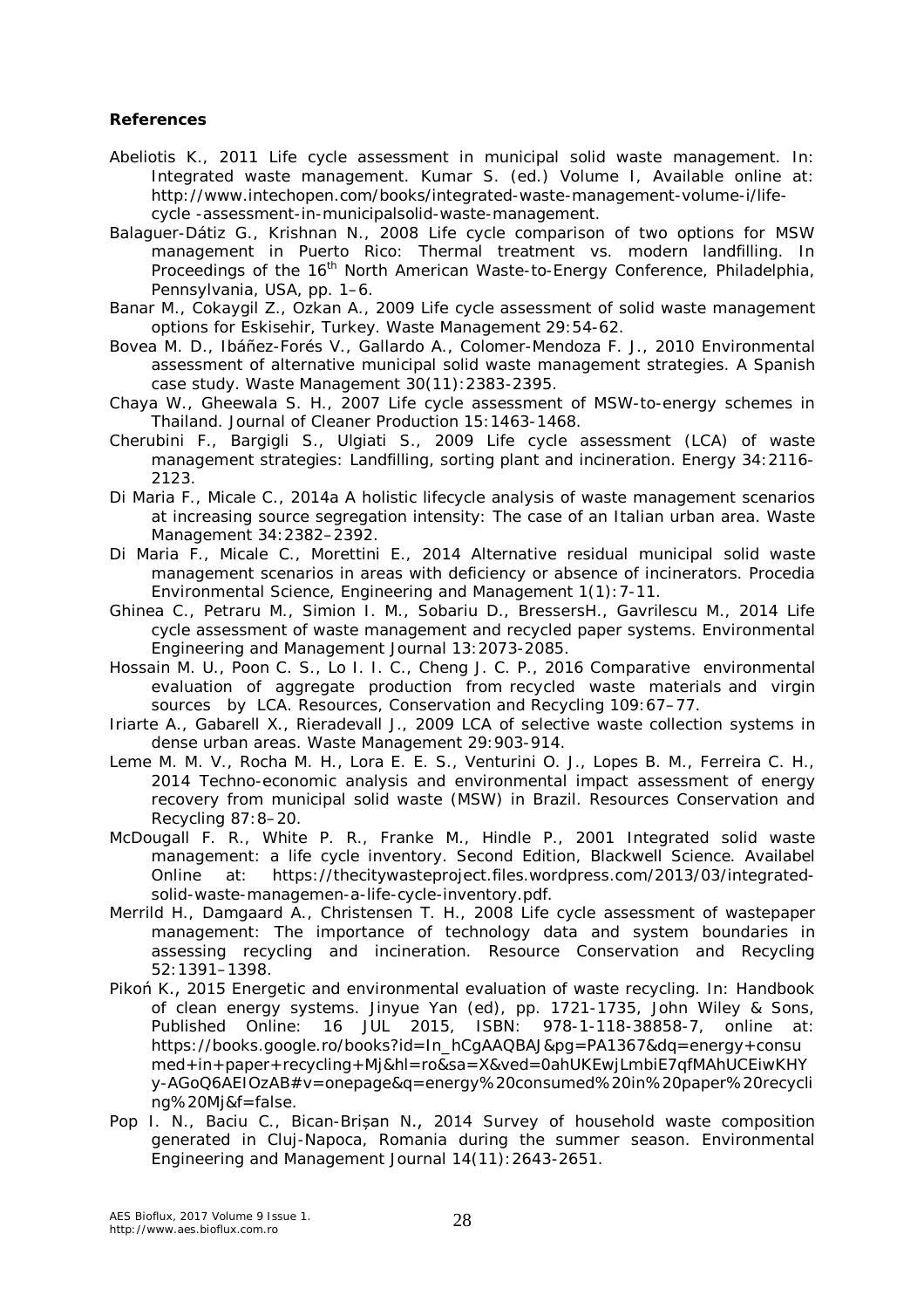**References**

Abeliotis K., 2011 Life cycle assessment in municipal solid waste management. In: Integrated waste management. Kumar S. (ed.) Volume I, Available online at: http://www.intechopen.com/books/integrated-waste-management-volume-i/life-cycle -assessment-in-municipalsolid-waste-management.

Balaguer-Dátiz G., Krishnan N., 2008 Life cycle comparison of two options for MSW management in Puerto Rico: Thermal treatment vs. modern landfilling. In Proceedings of the 16th North American Waste-to-Energy Conference, Philadelphia, Pennsylvania, USA, pp. 1–6.

Banar M., Cokaygil Z., Ozkan A., 2009 Life cycle assessment of solid waste management options for Eskisehir, Turkey. Waste Management 29:54-62.

Bovea M. D., Ibáñez-Forés V., Gallardo A., Colomer-Mendoza F. J., 2010 Environmental assessment of alternative municipal solid waste management strategies. A Spanish case study. Waste Management 30(11):2383-2395.

Chaya W., Gheewala S. H., 2007 Life cycle assessment of MSW-to-energy schemes in Thailand. Journal of Cleaner Production 15:1463-1468.

Cherubini F., Bargigli S., Ulgiati S., 2009 Life cycle assessment (LCA) of waste management strategies: Landfilling, sorting plant and incineration. Energy 34:2116-2123.

Di Maria F., Micale C., 2014a A holistic lifecycle analysis of waste management scenarios at increasing source segregation intensity: The case of an Italian urban area. Waste Management 34:2382–2392.

Di Maria F., Micale C., Morettini E., 2014 Alternative residual municipal solid waste management scenarios in areas with deficiency or absence of incinerators. Procedia Environmental Science, Engineering and Management 1(1):7-11.

Ghinea C., Petraru M., Simion I. M., Sobariu D., BressersH., Gavrilescu M., 2014 Life cycle assessment of waste management and recycled paper systems. Environmental Engineering and Management Journal 13:2073-2085.

Hossain M. U., Poon C. S., Lo I. I. C., Cheng J. C. P., 2016 Comparative environmental evaluation of aggregate production from recycled waste materials and virgin sources by LCA. Resources, Conservation and Recycling 109:67–77.

Iriarte A., Gabarell X., Rieradevall J., 2009 LCA of selective waste collection systems in dense urban areas. Waste Management 29:903-914.

Leme M. M. V., Rocha M. H., Lora E. E. S., Venturini O. J., Lopes B. M., Ferreira C. H., 2014 Techno-economic analysis and environmental impact assessment of energy recovery from municipal solid waste (MSW) in Brazil. Resources Conservation and Recycling 87:8–20.

McDougall F. R., White P. R., Franke M., Hindle P., 2001 Integrated solid waste management: a life cycle inventory. Second Edition, Blackwell Science. Availabel Online at: https://thecitywasteproject.files.wordpress.com/2013/03/integrated-solid-waste-managemen-a-life-cycle-inventory.pdf.

Merrild H., Damgaard A., Christensen T. H., 2008 Life cycle assessment of wastepaper management: The importance of technology data and system boundaries in assessing recycling and incineration. Resource Conservation and Recycling 52:1391–1398.

Pikoń K., 2015 Energetic and environmental evaluation of waste recycling. In: Handbook of clean energy systems. Jinyue Yan (ed), pp. 1721-1735, John Wiley & Sons, Published Online: 16 JUL 2015, ISBN: 978-1-118-38858-7, online at: https://books.google.ro/books?id=In_hCgAAQBAJ&pg=PA1367&dq=energy+consumed+in+paper+recycling+Mj&hl=ro&sa=X&ved=0ahUKEwjLmbiE7qfMAhUCEiwKHYy-AGoQ6AEIOzAB#v=onepage&q=energy%20consumed%20in%20paper%20recycling%20Mj&f=false.

Pop I. N., Baciu C., Bican-Brișan N., 2014 Survey of household waste composition generated in Cluj-Napoca, Romania during the summer season. Environmental Engineering and Management Journal 14(11):2643-2651.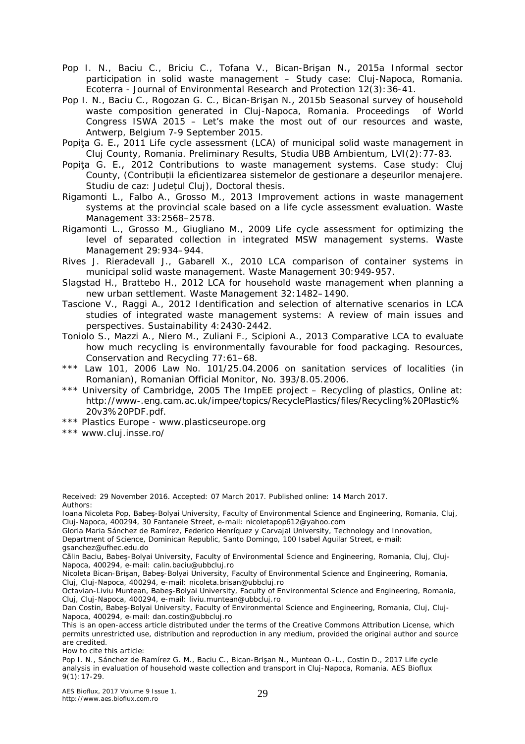Pop I. N., Baciu C., Briciu C., Tofana V., Bican-Brişan N., 2015a Informal sector participation in solid waste management – Study case: Cluj-Napoca, Romania. Ecoterra - Journal of Environmental Research and Protection 12(3):36-41.

Pop I. N., Baciu C., Rogozan G. C., Bican-Brişan N., 2015b Seasonal survey of household waste composition generated in Cluj-Napoca, Romania. Proceedings of World Congress ISWA 2015 – Let's make the most out of our resources and waste, Antwerp, Belgium 7-9 September 2015.

Popiţa G. E., 2011 Life cycle assessment (LCA) of municipal solid waste management in Cluj County, Romania. Preliminary Results, Studia UBB Ambientum, LVI(2):77-83.

Popiţa G. E., 2012 Contributions to waste management systems. Case study: Cluj County, (Contribuții la eficientizarea sistemelor de gestionare a deșeurilor menajere. Studiu de caz: Județul Cluj), Doctoral thesis.

Rigamonti L., Falbo A., Grosso M., 2013 Improvement actions in waste management systems at the provincial scale based on a life cycle assessment evaluation. Waste Management 33:2568–2578.

Rigamonti L., Grosso M., Giugliano M., 2009 Life cycle assessment for optimizing the level of separated collection in integrated MSW management systems. Waste Management 29:934–944.

Rives J. Rieradevall J., Gabarell X., 2010 LCA comparison of container systems in municipal solid waste management. Waste Management 30:949-957.

Slagstad H., Brattebo H., 2012 LCA for household waste management when planning a new urban settlement. Waste Management 32:1482–1490.

Tascione V., Raggi A., 2012 Identification and selection of alternative scenarios in LCA studies of integrated waste management systems: A review of main issues and perspectives. Sustainability 4:2430-2442.

Toniolo S., Mazzi A., Niero M., Zuliani F., Scipioni A., 2013 Comparative LCA to evaluate how much recycling is environmentally favourable for food packaging. Resources, Conservation and Recycling 77:61–68.

*** Law 101, 2006 Law No. 101/25.04.2006 on sanitation services of localities (in Romanian), Romanian Official Monitor, No. 393/8.05.2006.

*** University of Cambridge, 2005 The ImpEE project – Recycling of plastics, Online at: http://www-.eng.cam.ac.uk/impee/topics/RecyclePlastics/files/Recycling%20Plastic%20v3%20PDF.pdf.

*** Plastics Europe - www.plasticseurope.org

*** www.cluj.insse.ro/

Received: 29 November 2016. Accepted: 07 March 2017. Published online: 14 March 2017.
Authors:
Ioana Nicoleta Pop, Babeş-Bolyai University, Faculty of Environmental Science and Engineering, Romania, Cluj, Cluj-Napoca, 400294, 30 Fantanele Street, e-mail: nicoletapop612@yahoo.com
Gloria Maria Sánchez de Ramírez, Federico Henríquez y Carvajal University, Technology and Innovation, Department of Science, Dominican Republic, Santo Domingo, 100 Isabel Aguilar Street, e-mail: gsanchez@ufhec.edu.do
Călin Baciu, Babeş-Bolyai University, Faculty of Environmental Science and Engineering, Romania, Cluj, Cluj-Napoca, 400294, e-mail: calin.baciu@ubbcluj.ro
Nicoleta Bican-Brişan, Babeş-Bolyai University, Faculty of Environmental Science and Engineering, Romania, Cluj, Cluj-Napoca, 400294, e-mail: nicoleta.brisan@ubbcluj.ro
Octavian-Liviu Muntean, Babeş-Bolyai University, Faculty of Environmental Science and Engineering, Romania, Cluj, Cluj-Napoca, 400294, e-mail: liviu.muntean@ubbcluj.ro
Dan Costin, Babeş-Bolyai University, Faculty of Environmental Science and Engineering, Romania, Cluj, Cluj-Napoca, 400294, e-mail: dan.costin@ubbcluj.ro
This is an open-access article distributed under the terms of the Creative Commons Attribution License, which permits unrestricted use, distribution and reproduction in any medium, provided the original author and source are credited.
How to cite this article:
Pop I. N., Sánchez de Ramírez G. M., Baciu C., Bican-Brişan N., Muntean O.-L., Costin D., 2017 Life cycle analysis in evaluation of household waste collection and transport in Cluj-Napoca, Romania. AES Bioflux 9(1):17-29.